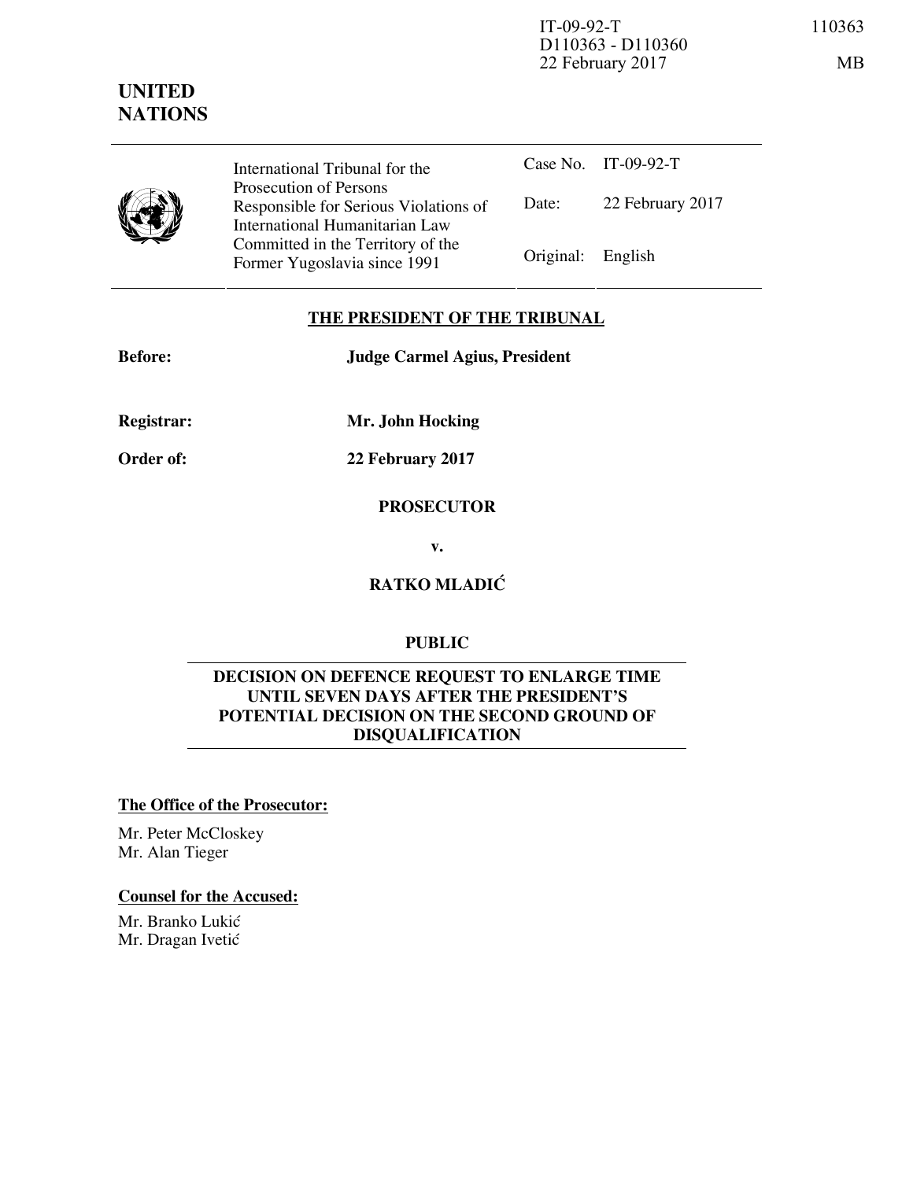IT-09-92-T
D110363 - D110360
22 February 2017

110363

MB

**UNITED NATIONS**

| | International Tribunal for the Prosecution of Persons Responsible for Serious Violations of International Humanitarian Law Committed in the Territory of the Former Yugoslavia since 1991 | Case No. | IT-09-92-T |
|---|---|---|---|
| | | Date: | 22 February 2017 |
| | | Original: | English |

**THE PRESIDENT OF THE TRIBUNAL**

**Before:** **Judge Carmel Agius, President**

**Registrar:** **Mr. John Hocking**

**Order of:** **22 February 2017**

**PROSECUTOR**

**v.**

**RATKO MLADIĆ**

**PUBLIC**

**DECISION ON DEFENCE REQUEST TO ENLARGE TIME UNTIL SEVEN DAYS AFTER THE PRESIDENT'S POTENTIAL DECISION ON THE SECOND GROUND OF DISQUALIFICATION**

**The Office of the Prosecutor:**

Mr. Peter McCloskey
Mr. Alan Tieger

**Counsel for the Accused:**

Mr. Branko Lukić
Mr. Dragan Ivetić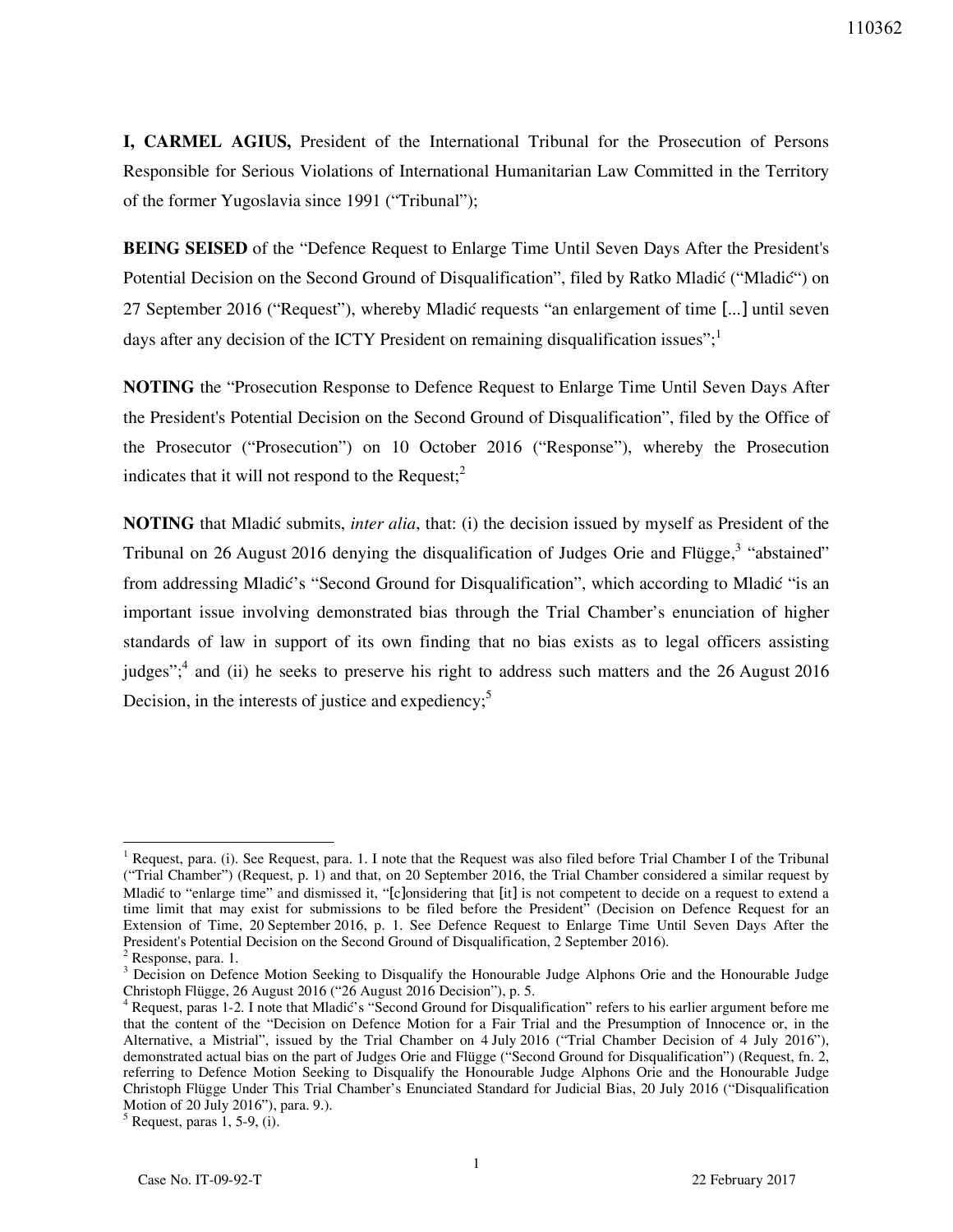**I, CARMEL AGIUS,** President of the International Tribunal for the Prosecution of Persons Responsible for Serious Violations of International Humanitarian Law Committed in the Territory of the former Yugoslavia since 1991 ("Tribunal");

**BEING SEISED** of the "Defence Request to Enlarge Time Until Seven Days After the President's Potential Decision on the Second Ground of Disqualification", filed by Ratko Mladić ("Mladić") on 27 September 2016 ("Request"), whereby Mladić requests "an enlargement of time [...] until seven days after any decision of the ICTY President on remaining disqualification issues";[1]

**NOTING** the "Prosecution Response to Defence Request to Enlarge Time Until Seven Days After the President's Potential Decision on the Second Ground of Disqualification", filed by the Office of the Prosecutor ("Prosecution") on 10 October 2016 ("Response"), whereby the Prosecution indicates that it will not respond to the Request;[2]

**NOTING** that Mladić submits, *inter alia*, that: (i) the decision issued by myself as President of the Tribunal on 26 August 2016 denying the disqualification of Judges Orie and Flügge,[3] "abstained" from addressing Mladić's "Second Ground for Disqualification", which according to Mladić "is an important issue involving demonstrated bias through the Trial Chamber's enunciation of higher standards of law in support of its own finding that no bias exists as to legal officers assisting judges";[4] and (ii) he seeks to preserve his right to address such matters and the 26 August 2016 Decision, in the interests of justice and expediency;[5]

---

[1] Request, para. (i). See Request, para. 1. I note that the Request was also filed before Trial Chamber I of the Tribunal ("Trial Chamber") (Request, p. 1) and that, on 20 September 2016, the Trial Chamber considered a similar request by Mladić to "enlarge time" and dismissed it, "[c]onsidering that [it] is not competent to decide on a request to extend a time limit that may exist for submissions to be filed before the President" (Decision on Defence Request for an Extension of Time, 20 September 2016, p. 1. See Defence Request to Enlarge Time Until Seven Days After the President's Potential Decision on the Second Ground of Disqualification, 2 September 2016).

[2] Response, para. 1.

[3] Decision on Defence Motion Seeking to Disqualify the Honourable Judge Alphons Orie and the Honourable Judge Christoph Flügge, 26 August 2016 ("26 August 2016 Decision"), p. 5.

[4] Request, paras 1-2. I note that Mladić's "Second Ground for Disqualification" refers to his earlier argument before me that the content of the "Decision on Defence Motion for a Fair Trial and the Presumption of Innocence or, in the Alternative, a Mistrial", issued by the Trial Chamber on 4 July 2016 ("Trial Chamber Decision of 4 July 2016"), demonstrated actual bias on the part of Judges Orie and Flügge ("Second Ground for Disqualification") (Request, fn. 2, referring to Defence Motion Seeking to Disqualify the Honourable Judge Alphons Orie and the Honourable Judge Christoph Flügge Under This Trial Chamber's Enunciated Standard for Judicial Bias, 20 July 2016 ("Disqualification Motion of 20 July 2016"), para. 9.).

[5] Request, paras 1, 5-9, (i).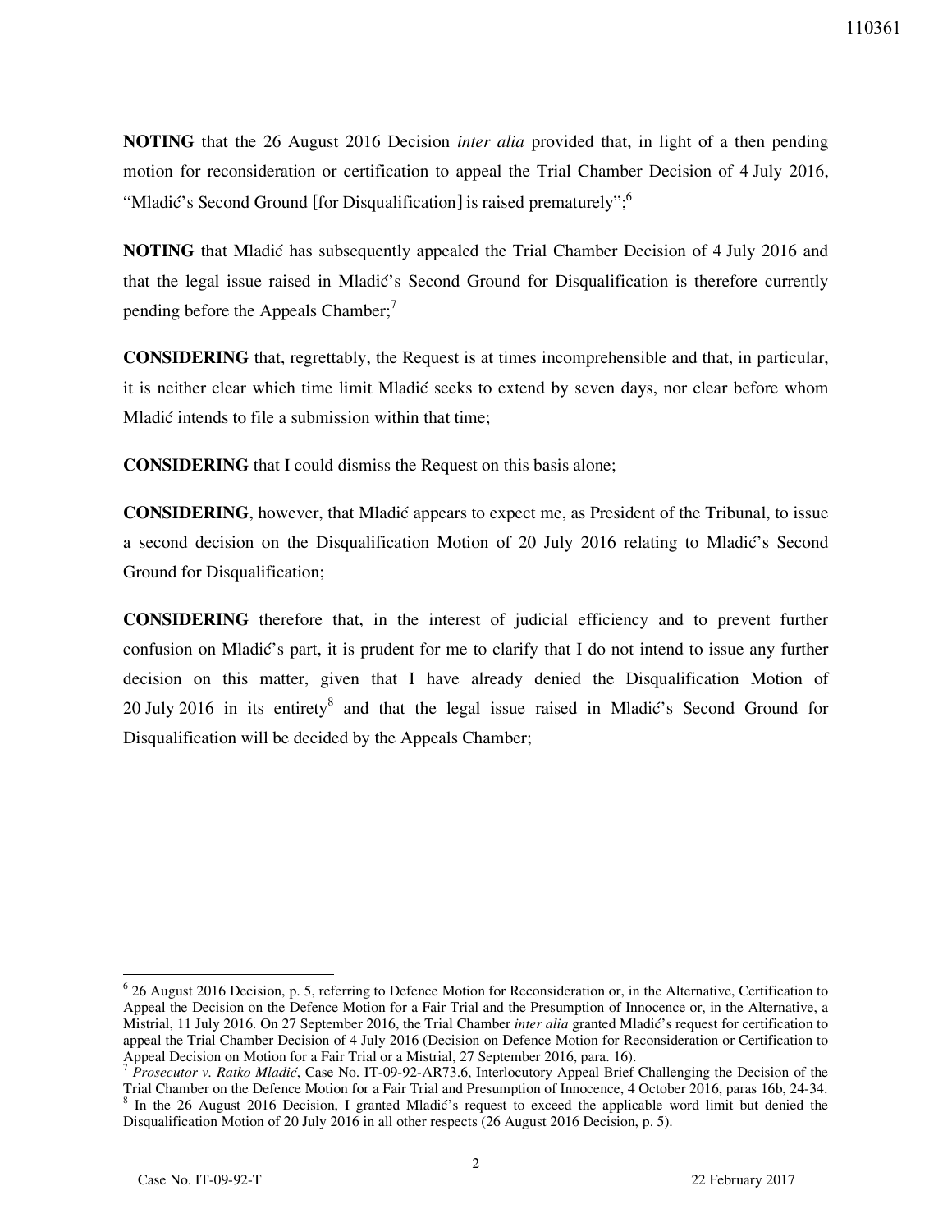**NOTING** that the 26 August 2016 Decision *inter alia* provided that, in light of a then pending motion for reconsideration or certification to appeal the Trial Chamber Decision of 4 July 2016, "Mladić's Second Ground [for Disqualification] is raised prematurely";[6]

**NOTING** that Mladić has subsequently appealed the Trial Chamber Decision of 4 July 2016 and that the legal issue raised in Mladić's Second Ground for Disqualification is therefore currently pending before the Appeals Chamber;[7]

**CONSIDERING** that, regrettably, the Request is at times incomprehensible and that, in particular, it is neither clear which time limit Mladić seeks to extend by seven days, nor clear before whom Mladić intends to file a submission within that time;

**CONSIDERING** that I could dismiss the Request on this basis alone;

**CONSIDERING**, however, that Mladić appears to expect me, as President of the Tribunal, to issue a second decision on the Disqualification Motion of 20 July 2016 relating to Mladić's Second Ground for Disqualification;

**CONSIDERING** therefore that, in the interest of judicial efficiency and to prevent further confusion on Mladić's part, it is prudent for me to clarify that I do not intend to issue any further decision on this matter, given that I have already denied the Disqualification Motion of 20 July 2016 in its entirety[8] and that the legal issue raised in Mladić's Second Ground for Disqualification will be decided by the Appeals Chamber;

---

[6] 26 August 2016 Decision, p. 5, referring to Defence Motion for Reconsideration or, in the Alternative, Certification to Appeal the Decision on the Defence Motion for a Fair Trial and the Presumption of Innocence or, in the Alternative, a Mistrial, 11 July 2016. On 27 September 2016, the Trial Chamber *inter alia* granted Mladić's request for certification to appeal the Trial Chamber Decision of 4 July 2016 (Decision on Defence Motion for Reconsideration or Certification to Appeal Decision on Motion for a Fair Trial or a Mistrial, 27 September 2016, para. 16).

[7] *Prosecutor v. Ratko Mladić*, Case No. IT-09-92-AR73.6, Interlocutory Appeal Brief Challenging the Decision of the Trial Chamber on the Defence Motion for a Fair Trial and Presumption of Innocence, 4 October 2016, paras 16b, 24-34.

[8] In the 26 August 2016 Decision, I granted Mladić's request to exceed the applicable word limit but denied the Disqualification Motion of 20 July 2016 in all other respects (26 August 2016 Decision, p. 5).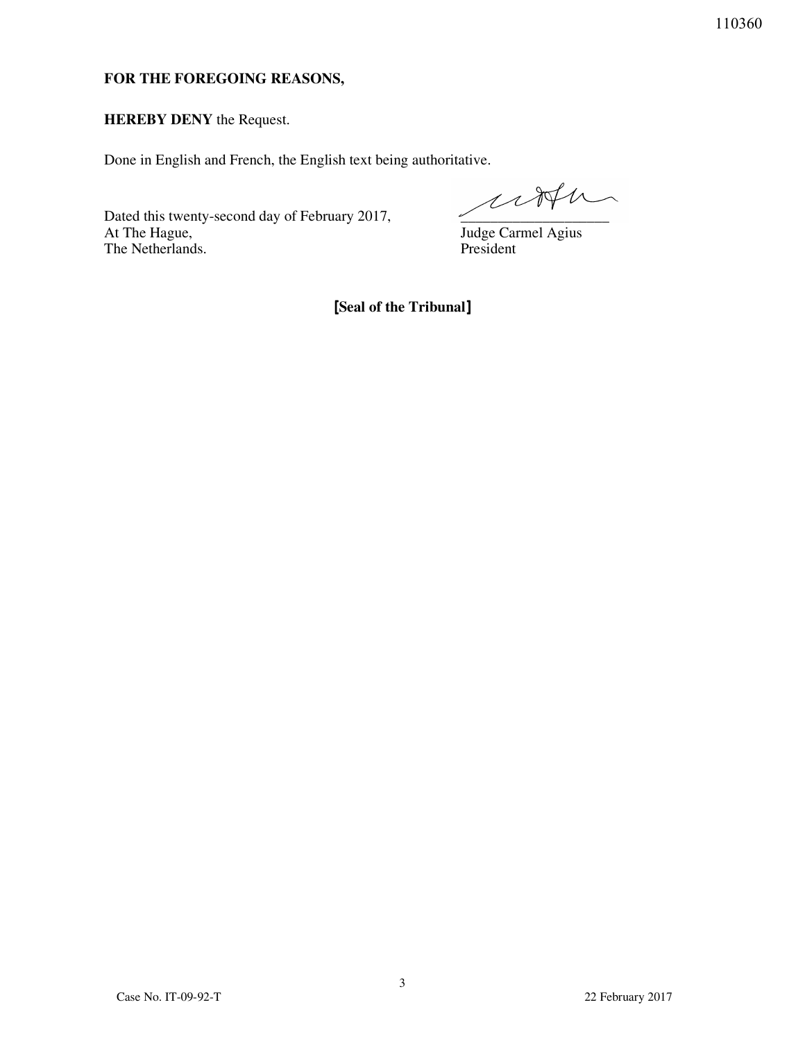**FOR THE FOREGOING REASONS,**

**HEREBY DENY** the Request.

Done in English and French, the English text being authoritative.

Dated this twenty-second day of February 2017,
At The Hague,
The Netherlands.

Judge Carmel Agius
President

**[Seal of the Tribunal]**